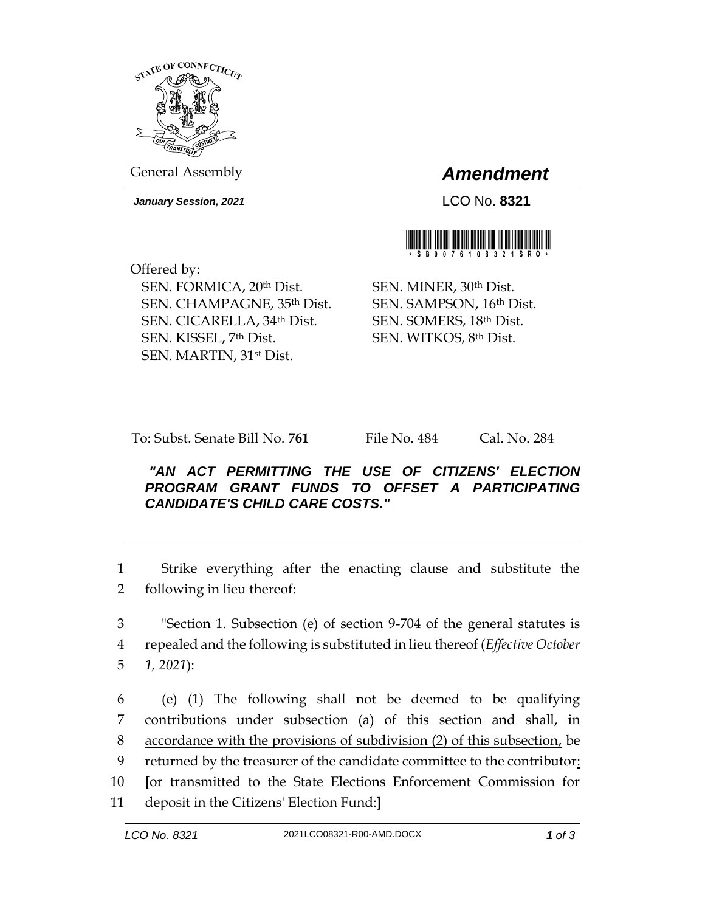General Assembly

# *Amendment*

***January Session, 2021***

LCO No. **8321**

\* S B 0 0 7 6 1 0 8 3 2 1 S R O \*

Offered by:

SEN. FORMICA, 20th Dist.
SEN. CHAMPAGNE, 35th Dist.
SEN. CICARELLA, 34th Dist.
SEN. KISSEL, 7th Dist.
SEN. MARTIN, 31st Dist.
SEN. MINER, 30th Dist.
SEN. SAMPSON, 16th Dist.
SEN. SOMERS, 18th Dist.
SEN. WITKOS, 8th Dist.

To: Subst. Senate Bill No. **761** File No. 484 Cal. No. 284

***"AN ACT PERMITTING THE USE OF CITIZENS' ELECTION PROGRAM GRANT FUNDS TO OFFSET A PARTICIPATING CANDIDATE'S CHILD CARE COSTS."***

---

1 Strike everything after the enacting clause and substitute the
2 following in lieu thereof:

3 "Section 1. Subsection (e) of section 9-704 of the general statutes is
4 repealed and the following is substituted in lieu thereof (*Effective October*
5 *1, 2021*):

6 (e) <u>(1)</u> The following shall not be deemed to be qualifying
7 contributions under subsection (a) of this section and shall<u>, in</u>
8 <u>accordance with the provisions of subdivision (2) of this subsection,</u> be
9 returned by the treasurer of the candidate committee to the contributor<u>:</u>
10 **[**or transmitted to the State Elections Enforcement Commission for
11 deposit in the Citizens' Election Fund:**]**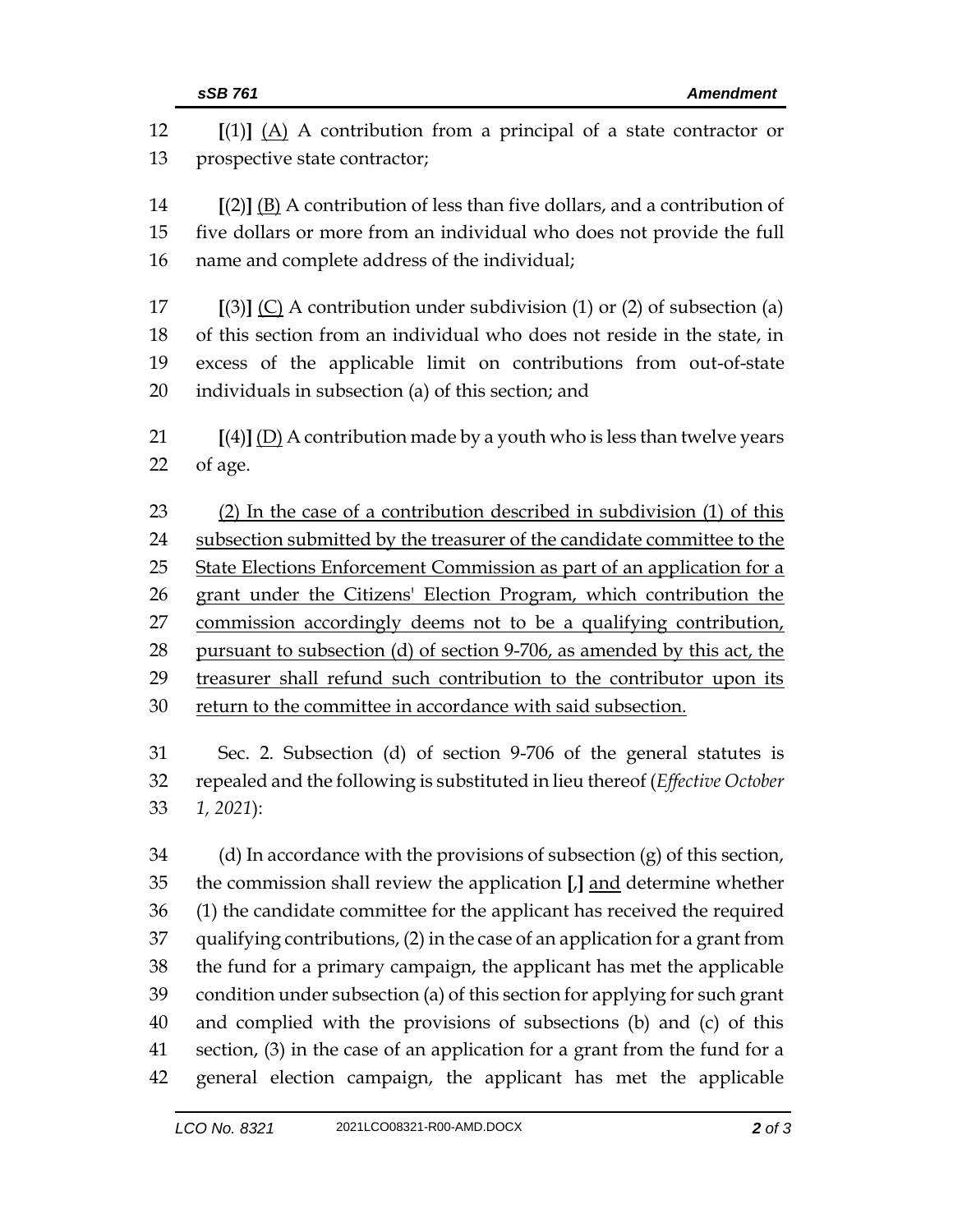[(1)] (A) A contribution from a principal of a state contractor or prospective state contractor;

[(2)] (B) A contribution of less than five dollars, and a contribution of five dollars or more from an individual who does not provide the full name and complete address of the individual;

[(3)] (C) A contribution under subdivision (1) or (2) of subsection (a) of this section from an individual who does not reside in the state, in excess of the applicable limit on contributions from out-of-state individuals in subsection (a) of this section; and

[(4)] (D) A contribution made by a youth who is less than twelve years of age.

(2) In the case of a contribution described in subdivision (1) of this subsection submitted by the treasurer of the candidate committee to the State Elections Enforcement Commission as part of an application for a grant under the Citizens' Election Program, which contribution the commission accordingly deems not to be a qualifying contribution, pursuant to subsection (d) of section 9-706, as amended by this act, the treasurer shall refund such contribution to the contributor upon its return to the committee in accordance with said subsection.

Sec. 2. Subsection (d) of section 9-706 of the general statutes is repealed and the following is substituted in lieu thereof (*Effective October 1, 2021*):

(d) In accordance with the provisions of subsection (g) of this section, the commission shall review the application [,] and determine whether (1) the candidate committee for the applicant has received the required qualifying contributions, (2) in the case of an application for a grant from the fund for a primary campaign, the applicant has met the applicable condition under subsection (a) of this section for applying for such grant and complied with the provisions of subsections (b) and (c) of this section, (3) in the case of an application for a grant from the fund for a general election campaign, the applicant has met the applicable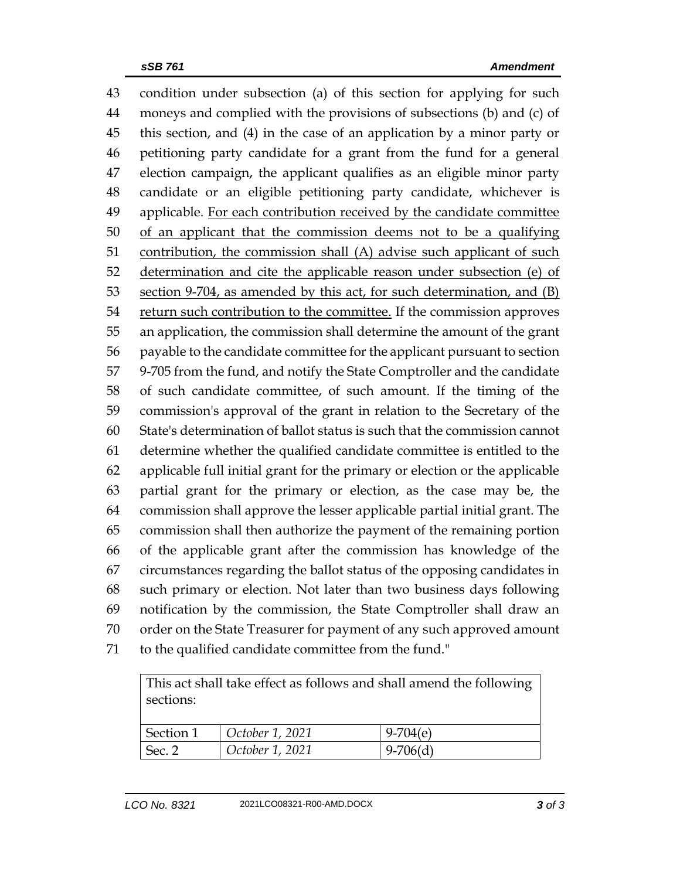condition under subsection (a) of this section for applying for such moneys and complied with the provisions of subsections (b) and (c) of this section, and (4) in the case of an application by a minor party or petitioning party candidate for a grant from the fund for a general election campaign, the applicant qualifies as an eligible minor party candidate or an eligible petitioning party candidate, whichever is applicable. <u>For each contribution received by the candidate committee of an applicant that the commission deems not to be a qualifying contribution, the commission shall (A) advise such applicant of such determination and cite the applicable reason under subsection (e) of section 9-704, as amended by this act, for such determination, and (B) return such contribution to the committee.</u> If the commission approves an application, the commission shall determine the amount of the grant payable to the candidate committee for the applicant pursuant to section 9-705 from the fund, and notify the State Comptroller and the candidate of such candidate committee, of such amount. If the timing of the commission's approval of the grant in relation to the Secretary of the State's determination of ballot status is such that the commission cannot determine whether the qualified candidate committee is entitled to the applicable full initial grant for the primary or election or the applicable partial grant for the primary or election, as the case may be, the commission shall approve the lesser applicable partial initial grant. The commission shall then authorize the payment of the remaining portion of the applicable grant after the commission has knowledge of the circumstances regarding the ballot status of the opposing candidates in such primary or election. Not later than two business days following notification by the commission, the State Comptroller shall draw an order on the State Treasurer for payment of any such approved amount to the qualified candidate committee from the fund."

| This act shall take effect as follows and shall amend the following sections: | | |
|---|---|---|
| Section 1 | *October 1, 2021* | 9-704(e) |
| Sec. 2 | *October 1, 2021* | 9-706(d) |